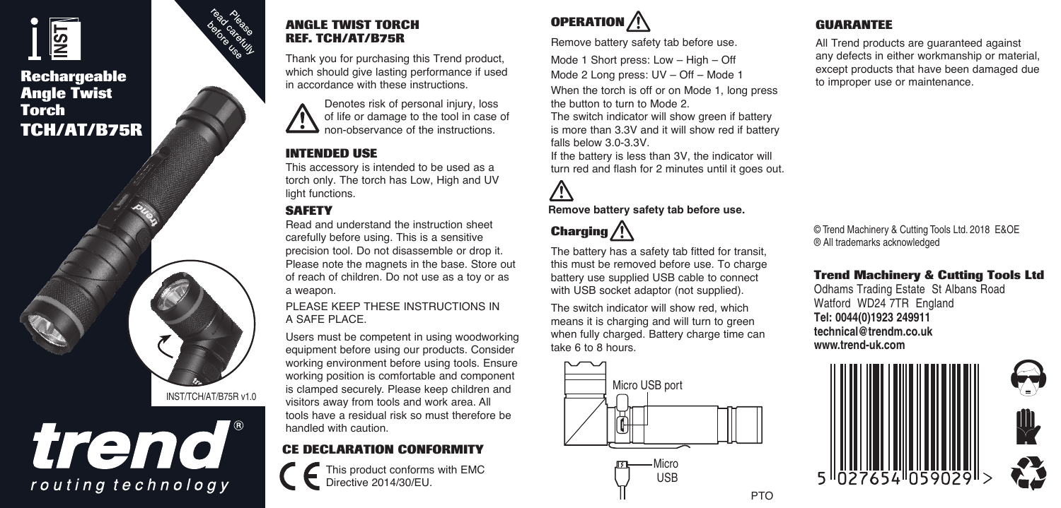Please read carefully before use

# Rechargeable Angle Twist Torch TCH/AT/B75R

INST/TCH/AT/B75R v1.0

trend® routing technology

## ANGLE TWIST TORCH REF. TCH/AT/B75R

Thank you for purchasing this Trend product, which should give lasting performance if used in accordance with these instructions.

⚠ Denotes risk of personal injury, loss of life or damage to the tool in case of non-observance of the instructions.

## INTENDED USE

This accessory is intended to be used as a torch only. The torch has Low, High and UV light functions.

## SAFETY

Read and understand the instruction sheet carefully before using. This is a sensitive precision tool. Do not disassemble or drop it. Please note the magnets in the base. Store out of reach of children. Do not use as a toy or as a weapon.

PLEASE KEEP THESE INSTRUCTIONS IN A SAFE PLACE.

Users must be competent in using woodworking equipment before using our products. Consider working environment before using tools. Ensure working position is comfortable and component is clamped securely. Please keep children and visitors away from tools and work area. All tools have a residual risk so must therefore be handled with caution.

## CE DECLARATION CONFORMITY

This product conforms with EMC Directive 2014/30/EU.

## OPERATION ⚠

Remove battery safety tab before use.

Mode 1 Short press: Low – High – Off

Mode 2 Long press: UV – Off – Mode 1

When the torch is off or on Mode 1, long press the button to turn to Mode 2.

The switch indicator will show green if battery is more than 3.3V and it will show red if battery falls below 3.0-3.3V.

If the battery is less than 3V, the indicator will turn red and flash for 2 minutes until it goes out.

⚠

**Remove battery safety tab before use.**

## Charging ⚠

The battery has a safety tab fitted for transit, this must be removed before use. To charge battery use supplied USB cable to connect with USB socket adaptor (not supplied).

The switch indicator will show red, which means it is charging and will turn to green when fully charged. Battery charge time can take 6 to 8 hours.

Micro USB port

Micro USB

PTO

## GUARANTEE

All Trend products are guaranteed against any defects in either workmanship or material, except products that have been damaged due to improper use or maintenance.

© Trend Machinery & Cutting Tools Ltd. 2018 E&OE
® All trademarks acknowledged

**Trend Machinery & Cutting Tools Ltd**
Odhams Trading Estate St Albans Road
Watford WD24 7TR England
**Tel: 0044(0)1923 249911**
**technical@trendm.co.uk**
**www.trend-uk.com**

5 027654 059029 >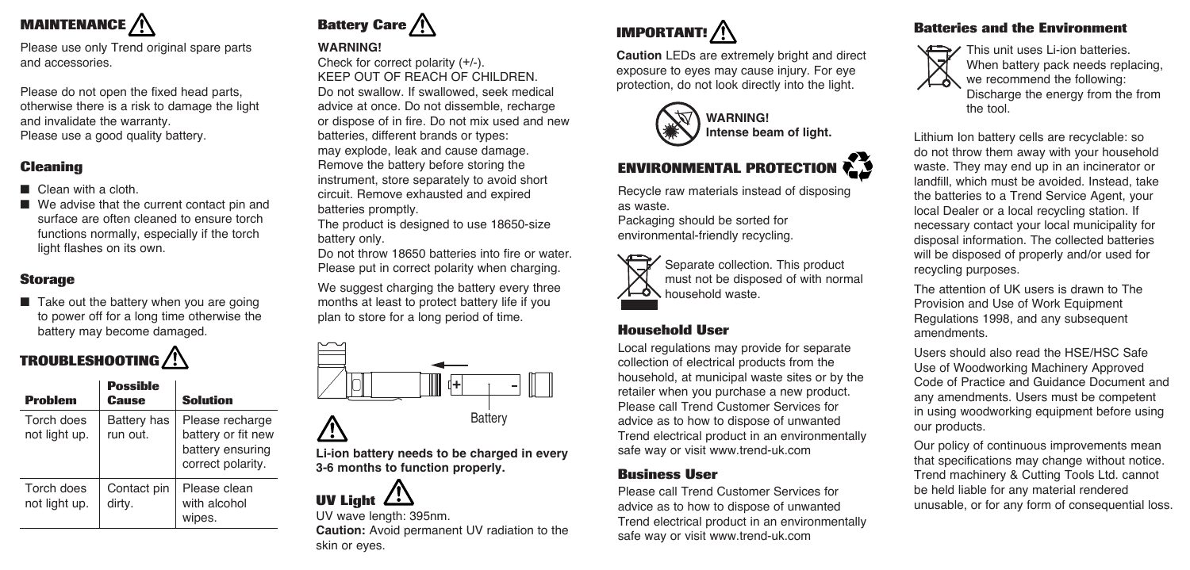## MAINTENANCE

Please use only Trend original spare parts and accessories.

Please do not open the fixed head parts, otherwise there is a risk to damage the light and invalidate the warranty.
Please use a good quality battery.

### Cleaning

- Clean with a cloth.
- We advise that the current contact pin and surface are often cleaned to ensure torch functions normally, especially if the torch light flashes on its own.

### Storage

- Take out the battery when you are going to power off for a long time otherwise the battery may become damaged.

## TROUBLESHOOTING

| Problem | Possible Cause | Solution |
|---|---|---|
| Torch does not light up. | Battery has run out. | Please recharge battery or fit new battery ensuring correct polarity. |
| Torch does not light up. | Contact pin dirty. | Please clean with alcohol wipes. |

## Battery Care

**WARNING!**

Check for correct polarity (+/-).
KEEP OUT OF REACH OF CHILDREN.
Do not swallow. If swallowed, seek medical advice at once. Do not dissemble, recharge or dispose of in fire. Do not mix used and new batteries, different brands or types: may explode, leak and cause damage. Remove the battery before storing the instrument, store separately to avoid short circuit. Remove exhausted and expired batteries promptly.
The product is designed to use 18650-size battery only.
Do not throw 18650 batteries into fire or water. Please put in correct polarity when charging.

We suggest charging the battery every three months at least to protect battery life if you plan to store for a long period of time.

Battery

**Li-ion battery needs to be charged in every 3-6 months to function properly.**

## UV Light

UV wave length: 395nm.
**Caution:** Avoid permanent UV radiation to the skin or eyes.

## IMPORTANT!

**Caution** LEDs are extremely bright and direct exposure to eyes may cause injury. For eye protection, do not look directly into the light.

**WARNING! Intense beam of light.**

## ENVIRONMENTAL PROTECTION

Recycle raw materials instead of disposing as waste.
Packaging should be sorted for environmental-friendly recycling.

Separate collection. This product must not be disposed of with normal household waste.

### Household User

Local regulations may provide for separate collection of electrical products from the household, at municipal waste sites or by the retailer when you purchase a new product. Please call Trend Customer Services for advice as to how to dispose of unwanted Trend electrical product in an environmentally safe way or visit www.trend-uk.com

### Business User

Please call Trend Customer Services for advice as to how to dispose of unwanted Trend electrical product in an environmentally safe way or visit www.trend-uk.com

### Batteries and the Environment

This unit uses Li-ion batteries. When battery pack needs replacing, we recommend the following: Discharge the energy from the from the tool.

Lithium Ion battery cells are recyclable: so do not throw them away with your household waste. They may end up in an incinerator or landfill, which must be avoided. Instead, take the batteries to a Trend Service Agent, your local Dealer or a local recycling station. If necessary contact your local municipality for disposal information. The collected batteries will be disposed of properly and/or used for recycling purposes.

The attention of UK users is drawn to The Provision and Use of Work Equipment Regulations 1998, and any subsequent amendments.

Users should also read the HSE/HSC Safe Use of Woodworking Machinery Approved Code of Practice and Guidance Document and any amendments. Users must be competent in using woodworking equipment before using our products.

Our policy of continuous improvements mean that specifications may change without notice. Trend machinery & Cutting Tools Ltd. cannot be held liable for any material rendered unusable, or for any form of consequential loss.